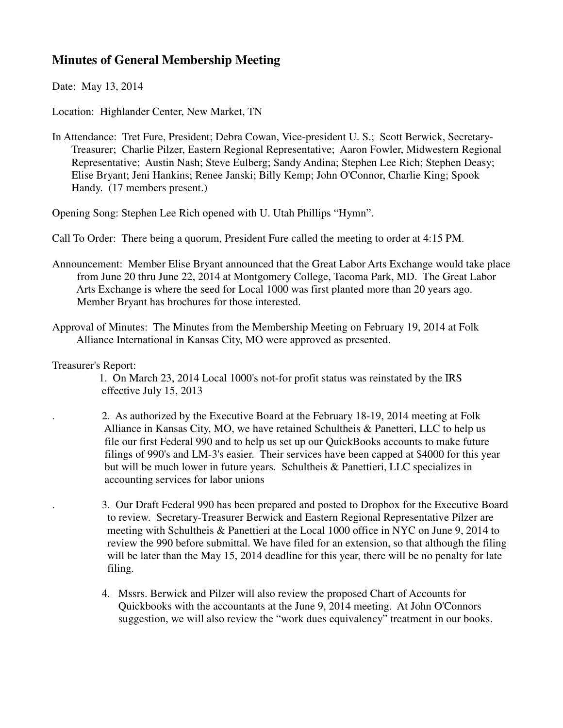## Minutes of General Membership Meeting

Date: May 13, 2014

Location: Highlander Center, New Market, TN

In Attendance: Tret Fure, President; Debra Cowan, Vice-president U. S.; Scott Berwick, Secretary-Treasurer; Charlie Pilzer, Eastern Regional Representative; Aaron Fowler, Midwestern Regional Representative; Austin Nash; Steve Eulberg; Sandy Andina; Stephen Lee Rich; Stephen Deasy; Elise Bryant; Jeni Hankins; Renee Janski; Billy Kemp; John O'Connor, Charlie King; Spook Handy. (17 members present.)

Opening Song: Stephen Lee Rich opened with U. Utah Phillips "Hymn".

Call To Order: There being a quorum, President Fure called the meeting to order at 4:15 PM.

Announcement: Member Elise Bryant announced that the Great Labor Arts Exchange would take place from June 20 thru June 22, 2014 at Montgomery College, Tacoma Park, MD. The Great Labor Arts Exchange is where the seed for Local 1000 was first planted more than 20 years ago. Member Bryant has brochures for those interested.

Approval of Minutes: The Minutes from the Membership Meeting on February 19, 2014 at Folk Alliance International in Kansas City, MO were approved as presented.

Treasurer's Report:

1. On March 23, 2014 Local 1000's not-for profit status was reinstated by the IRS effective July 15, 2013

2. As authorized by the Executive Board at the February 18-19, 2014 meeting at Folk Alliance in Kansas City, MO, we have retained Schultheis & Panetteri, LLC to help us file our first Federal 990 and to help us set up our QuickBooks accounts to make future filings of 990's and LM-3's easier. Their services have been capped at $4000 for this year but will be much lower in future years. Schultheis & Panettieri, LLC specializes in accounting services for labor unions

3. Our Draft Federal 990 has been prepared and posted to Dropbox for the Executive Board to review. Secretary-Treasurer Berwick and Eastern Regional Representative Pilzer are meeting with Schultheis & Panettieri at the Local 1000 office in NYC on June 9, 2014 to review the 990 before submittal. We have filed for an extension, so that although the filing will be later than the May 15, 2014 deadline for this year, there will be no penalty for late filing.

4. Mssrs. Berwick and Pilzer will also review the proposed Chart of Accounts for Quickbooks with the accountants at the June 9, 2014 meeting. At John O'Connors suggestion, we will also review the "work dues equivalency" treatment in our books.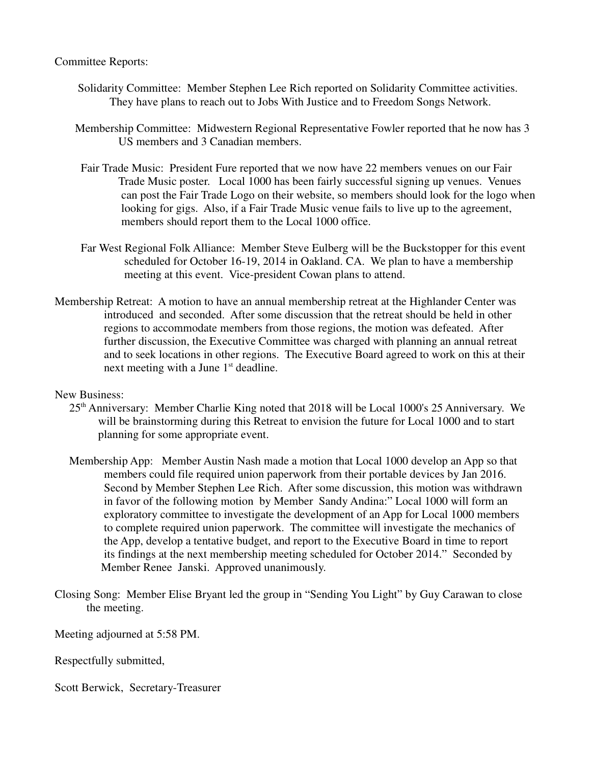Committee Reports:

Solidarity Committee: Member Stephen Lee Rich reported on Solidarity Committee activities. They have plans to reach out to Jobs With Justice and to Freedom Songs Network.

Membership Committee: Midwestern Regional Representative Fowler reported that he now has 3 US members and 3 Canadian members.

Fair Trade Music: President Fure reported that we now have 22 members venues on our Fair Trade Music poster. Local 1000 has been fairly successful signing up venues. Venues can post the Fair Trade Logo on their website, so members should look for the logo when looking for gigs. Also, if a Fair Trade Music venue fails to live up to the agreement, members should report them to the Local 1000 office.

Far West Regional Folk Alliance: Member Steve Eulberg will be the Buckstopper for this event scheduled for October 16-19, 2014 in Oakland. CA. We plan to have a membership meeting at this event. Vice-president Cowan plans to attend.

Membership Retreat: A motion to have an annual membership retreat at the Highlander Center was introduced and seconded. After some discussion that the retreat should be held in other regions to accommodate members from those regions, the motion was defeated. After further discussion, the Executive Committee was charged with planning an annual retreat and to seek locations in other regions. The Executive Board agreed to work on this at their next meeting with a June 1st deadline.

New Business:

25th Anniversary: Member Charlie King noted that 2018 will be Local 1000's 25 Anniversary. We will be brainstorming during this Retreat to envision the future for Local 1000 and to start planning for some appropriate event.

Membership App: Member Austin Nash made a motion that Local 1000 develop an App so that members could file required union paperwork from their portable devices by Jan 2016. Second by Member Stephen Lee Rich. After some discussion, this motion was withdrawn in favor of the following motion by Member Sandy Andina:" Local 1000 will form an exploratory committee to investigate the development of an App for Local 1000 members to complete required union paperwork. The committee will investigate the mechanics of the App, develop a tentative budget, and report to the Executive Board in time to report its findings at the next membership meeting scheduled for October 2014." Seconded by Member Renee Janski. Approved unanimously.

Closing Song: Member Elise Bryant led the group in "Sending You Light" by Guy Carawan to close the meeting.

Meeting adjourned at 5:58 PM.

Respectfully submitted,

Scott Berwick, Secretary-Treasurer